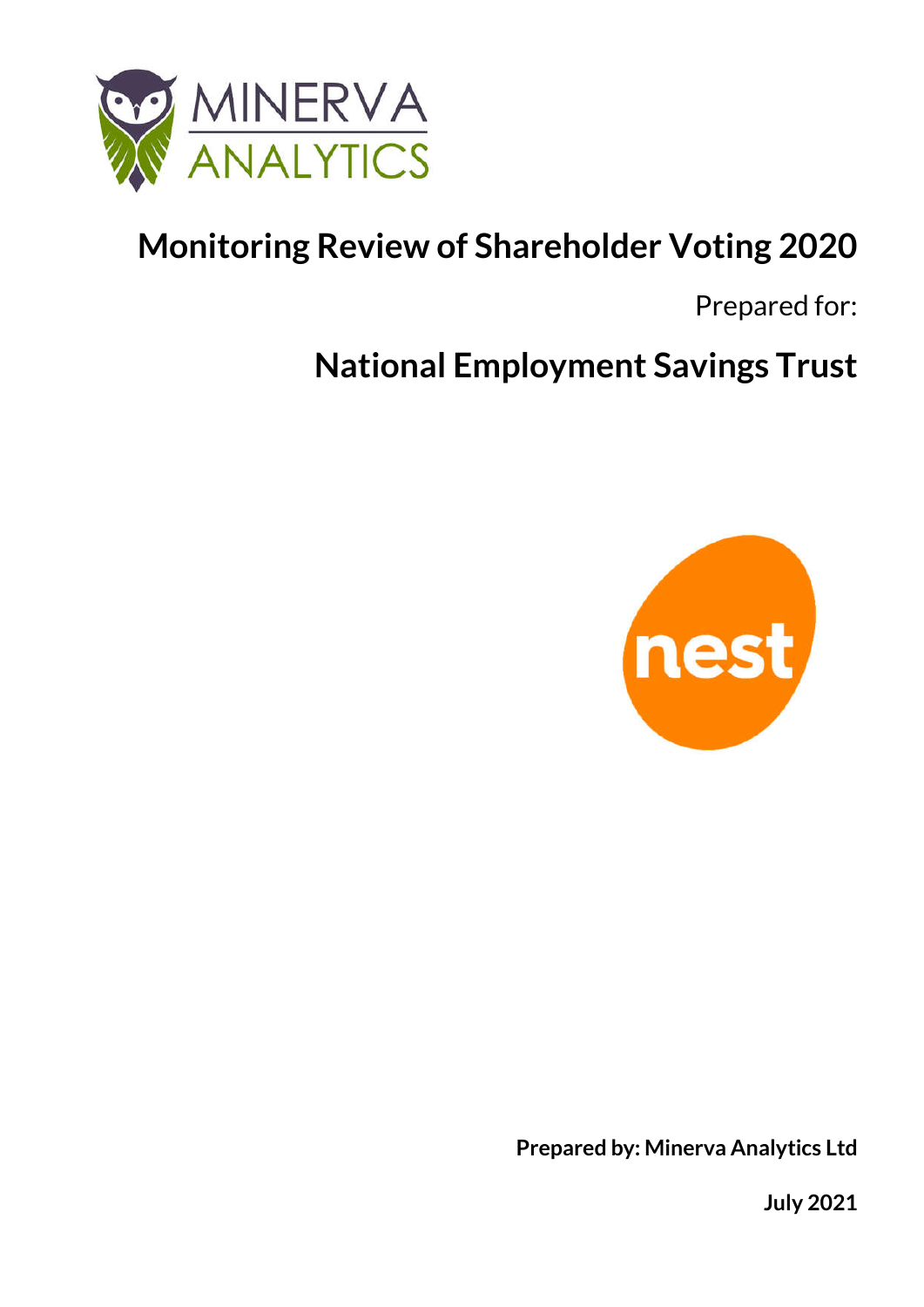MINERVA ANALYTICS

# Monitoring Review of Shareholder Voting 2020

Prepared for:

## National Employment Savings Trust

nest

**Prepared by: Minerva Analytics Ltd**

**July 2021**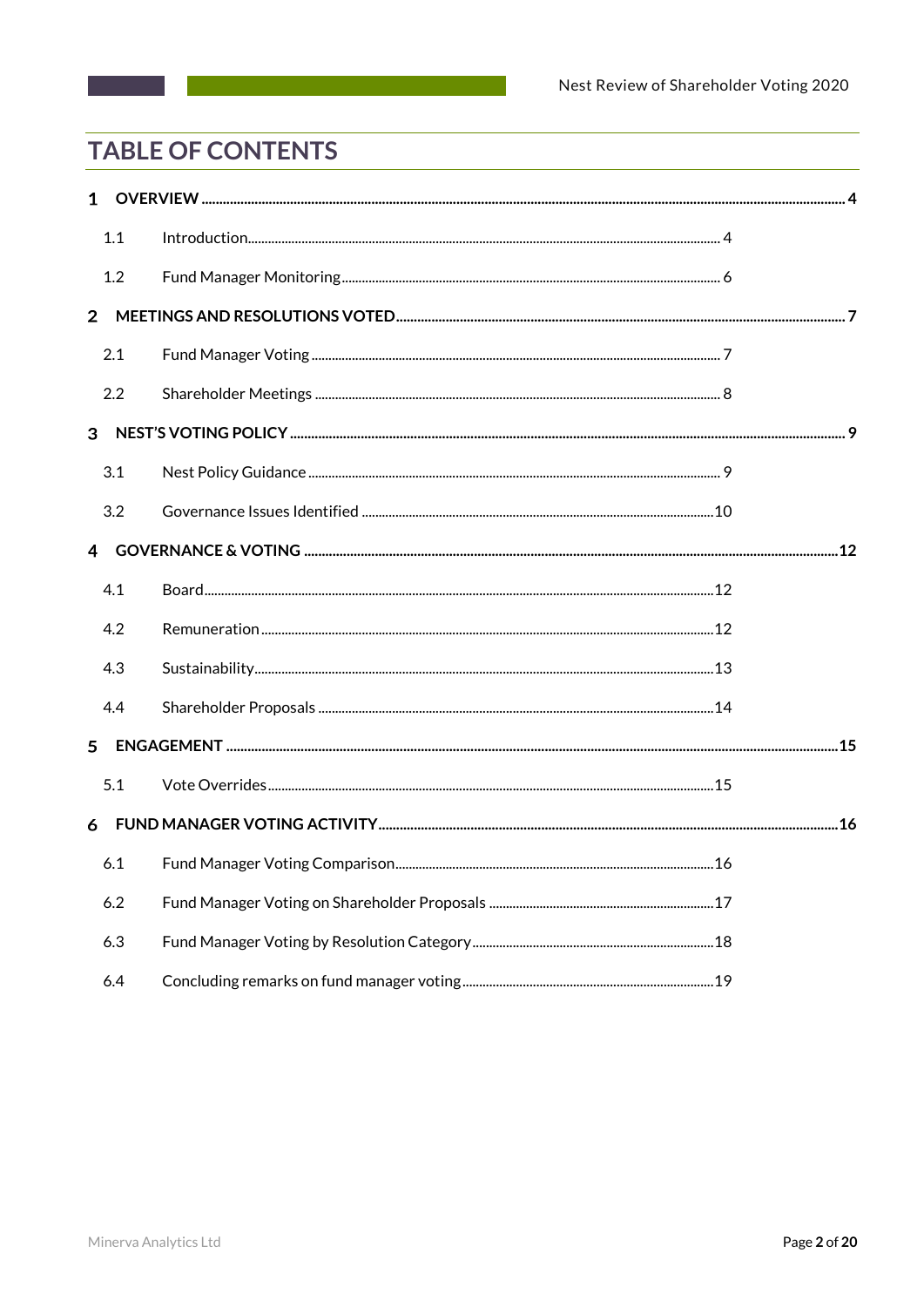# TABLE OF CONTENTS

1 OVERVIEW ..... 4

- 1.1 Introduction ..... 4
- 1.2 Fund Manager Monitoring ..... 6

2 MEETINGS AND RESOLUTIONS VOTED ..... 7

- 2.1 Fund Manager Voting ..... 7
- 2.2 Shareholder Meetings ..... 8

3 NEST'S VOTING POLICY ..... 9

- 3.1 Nest Policy Guidance ..... 9
- 3.2 Governance Issues Identified ..... 10

4 GOVERNANCE & VOTING ..... 12

- 4.1 Board ..... 12
- 4.2 Remuneration ..... 12
- 4.3 Sustainability ..... 13
- 4.4 Shareholder Proposals ..... 14

5 ENGAGEMENT ..... 15

- 5.1 Vote Overrides ..... 15

6 FUND MANAGER VOTING ACTIVITY ..... 16

- 6.1 Fund Manager Voting Comparison ..... 16
- 6.2 Fund Manager Voting on Shareholder Proposals ..... 17
- 6.3 Fund Manager Voting by Resolution Category ..... 18
- 6.4 Concluding remarks on fund manager voting ..... 19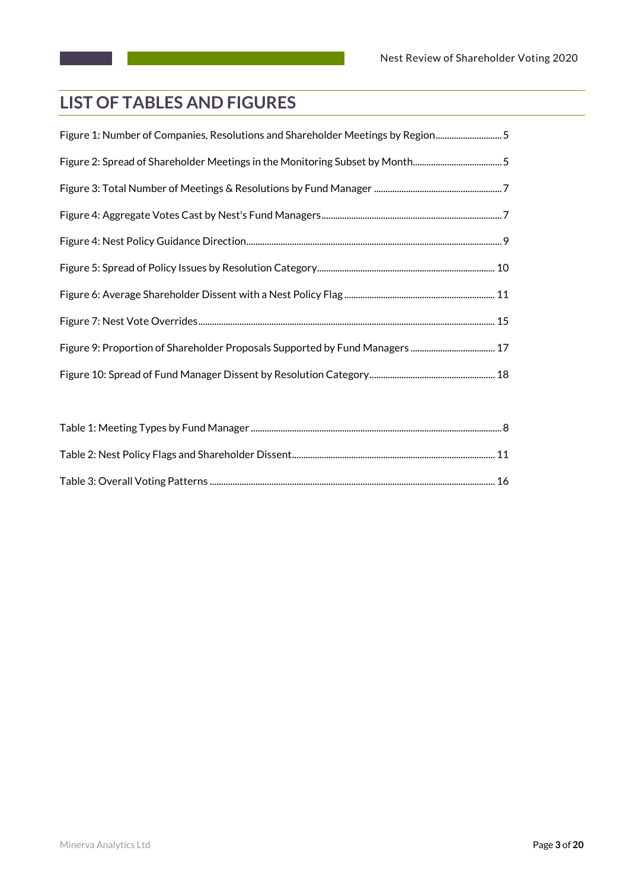# LIST OF TABLES AND FIGURES

Figure 1: Number of Companies, Resolutions and Shareholder Meetings by Region .......... 5

Figure 2: Spread of Shareholder Meetings in the Monitoring Subset by Month .......... 5

Figure 3: Total Number of Meetings & Resolutions by Fund Manager .......... 7

Figure 4: Aggregate Votes Cast by Nest's Fund Managers .......... 7

Figure 4: Nest Policy Guidance Direction .......... 9

Figure 5: Spread of Policy Issues by Resolution Category .......... 10

Figure 6: Average Shareholder Dissent with a Nest Policy Flag .......... 11

Figure 7: Nest Vote Overrides .......... 15

Figure 9: Proportion of Shareholder Proposals Supported by Fund Managers .......... 17

Figure 10: Spread of Fund Manager Dissent by Resolution Category .......... 18

Table 1: Meeting Types by Fund Manager .......... 8

Table 2: Nest Policy Flags and Shareholder Dissent .......... 11

Table 3: Overall Voting Patterns .......... 16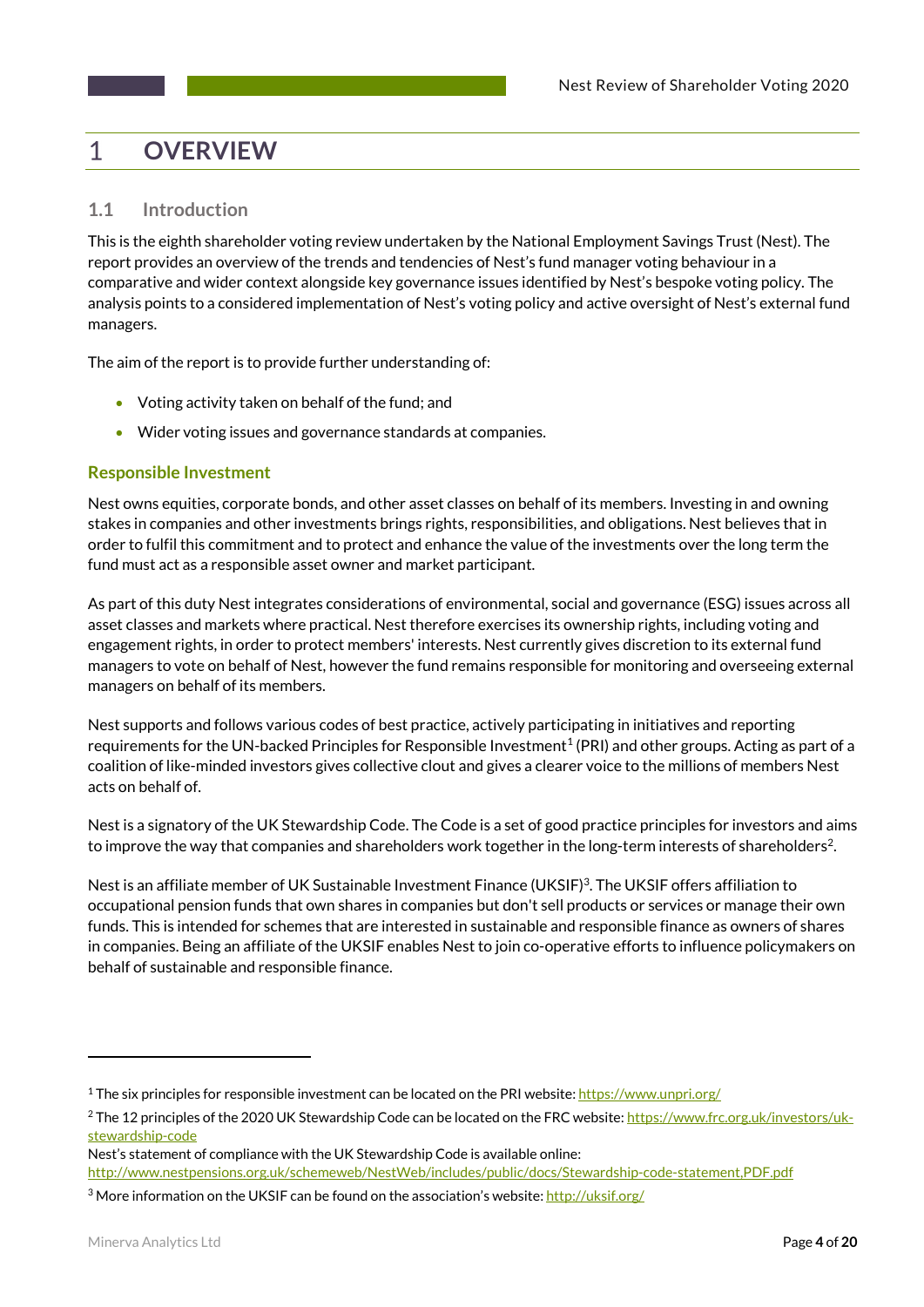# 1 OVERVIEW

## 1.1 Introduction

This is the eighth shareholder voting review undertaken by the National Employment Savings Trust (Nest). The report provides an overview of the trends and tendencies of Nest's fund manager voting behaviour in a comparative and wider context alongside key governance issues identified by Nest's bespoke voting policy. The analysis points to a considered implementation of Nest's voting policy and active oversight of Nest's external fund managers.

The aim of the report is to provide further understanding of:

- Voting activity taken on behalf of the fund; and
- Wider voting issues and governance standards at companies.

### Responsible Investment

Nest owns equities, corporate bonds, and other asset classes on behalf of its members. Investing in and owning stakes in companies and other investments brings rights, responsibilities, and obligations. Nest believes that in order to fulfil this commitment and to protect and enhance the value of the investments over the long term the fund must act as a responsible asset owner and market participant.

As part of this duty Nest integrates considerations of environmental, social and governance (ESG) issues across all asset classes and markets where practical. Nest therefore exercises its ownership rights, including voting and engagement rights, in order to protect members' interests. Nest currently gives discretion to its external fund managers to vote on behalf of Nest, however the fund remains responsible for monitoring and overseeing external managers on behalf of its members.

Nest supports and follows various codes of best practice, actively participating in initiatives and reporting requirements for the UN-backed Principles for Responsible Investment[1] (PRI) and other groups. Acting as part of a coalition of like-minded investors gives collective clout and gives a clearer voice to the millions of members Nest acts on behalf of.

Nest is a signatory of the UK Stewardship Code. The Code is a set of good practice principles for investors and aims to improve the way that companies and shareholders work together in the long-term interests of shareholders[2].

Nest is an affiliate member of UK Sustainable Investment Finance (UKSIF)[3]. The UKSIF offers affiliation to occupational pension funds that own shares in companies but don't sell products or services or manage their own funds. This is intended for schemes that are interested in sustainable and responsible finance as owners of shares in companies. Being an affiliate of the UKSIF enables Nest to join co-operative efforts to influence policymakers on behalf of sustainable and responsible finance.

---

[1] The six principles for responsible investment can be located on the PRI website: https://www.unpri.org/

[2] The 12 principles of the 2020 UK Stewardship Code can be located on the FRC website: https://www.frc.org.uk/investors/uk-stewardship-code
Nest's statement of compliance with the UK Stewardship Code is available online: http://www.nestpensions.org.uk/schemeweb/NestWeb/includes/public/docs/Stewardship-code-statement,PDF.pdf

[3] More information on the UKSIF can be found on the association's website: http://uksif.org/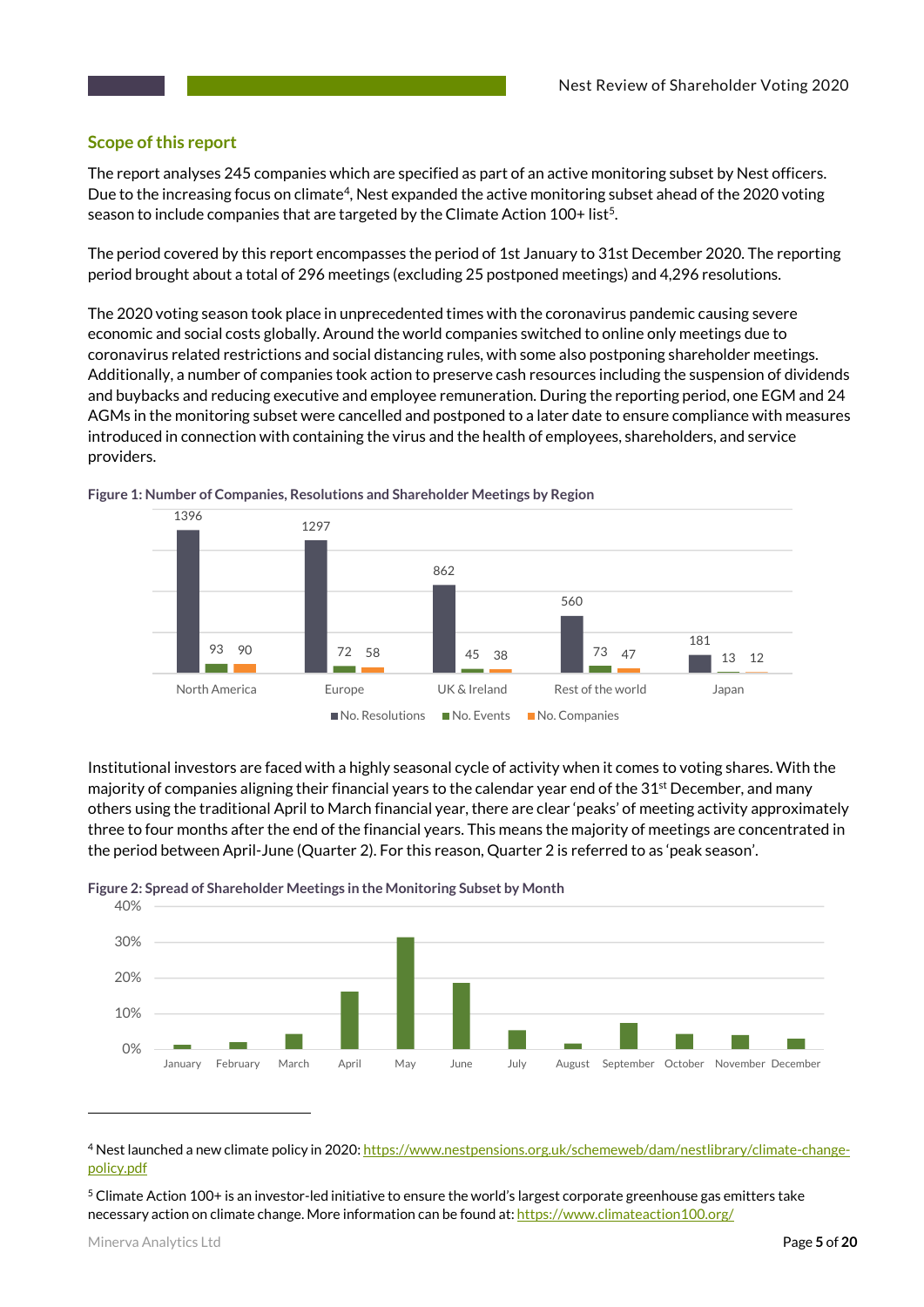## Scope of this report

The report analyses 245 companies which are specified as part of an active monitoring subset by Nest officers. Due to the increasing focus on climate[4], Nest expanded the active monitoring subset ahead of the 2020 voting season to include companies that are targeted by the Climate Action 100+ list[5].

The period covered by this report encompasses the period of 1st January to 31st December 2020. The reporting period brought about a total of 296 meetings (excluding 25 postponed meetings) and 4,296 resolutions.

The 2020 voting season took place in unprecedented times with the coronavirus pandemic causing severe economic and social costs globally. Around the world companies switched to online only meetings due to coronavirus related restrictions and social distancing rules, with some also postponing shareholder meetings. Additionally, a number of companies took action to preserve cash resources including the suspension of dividends and buybacks and reducing executive and employee remuneration. During the reporting period, one EGM and 24 AGMs in the monitoring subset were cancelled and postponed to a later date to ensure compliance with measures introduced in connection with containing the virus and the health of employees, shareholders, and service providers.

**Figure 1: Number of Companies, Resolutions and Shareholder Meetings by Region**

| Region | No. Resolutions | No. Events | No. Companies |
|---|---|---|---|
| North America | 1396 | 93 | 90 |
| Europe | 1297 | 72 | 58 |
| UK & Ireland | 862 | 45 | 38 |
| Rest of the world | 560 | 73 | 47 |
| Japan | 181 | 13 | 12 |

Institutional investors are faced with a highly seasonal cycle of activity when it comes to voting shares. With the majority of companies aligning their financial years to the calendar year end of the 31st December, and many others using the traditional April to March financial year, there are clear 'peaks' of meeting activity approximately three to four months after the end of the financial years. This means the majority of meetings are concentrated in the period between April-June (Quarter 2). For this reason, Quarter 2 is referred to as 'peak season'.

**Figure 2: Spread of Shareholder Meetings in the Monitoring Subset by Month**

[Bar chart: y-axis 0%–40%; months January to December. Approximate values: January ~1%, February ~2%, March ~4%, April ~16%, May ~31%, June ~18.5%, July ~5%, August ~1.5%, September ~7%, October ~4%, November ~4%, December ~3%]

[4] Nest launched a new climate policy in 2020: https://www.nestpensions.org.uk/schemeweb/dam/nestlibrary/climate-change-policy.pdf

[5] Climate Action 100+ is an investor-led initiative to ensure the world's largest corporate greenhouse gas emitters take necessary action on climate change. More information can be found at: https://www.climateaction100.org/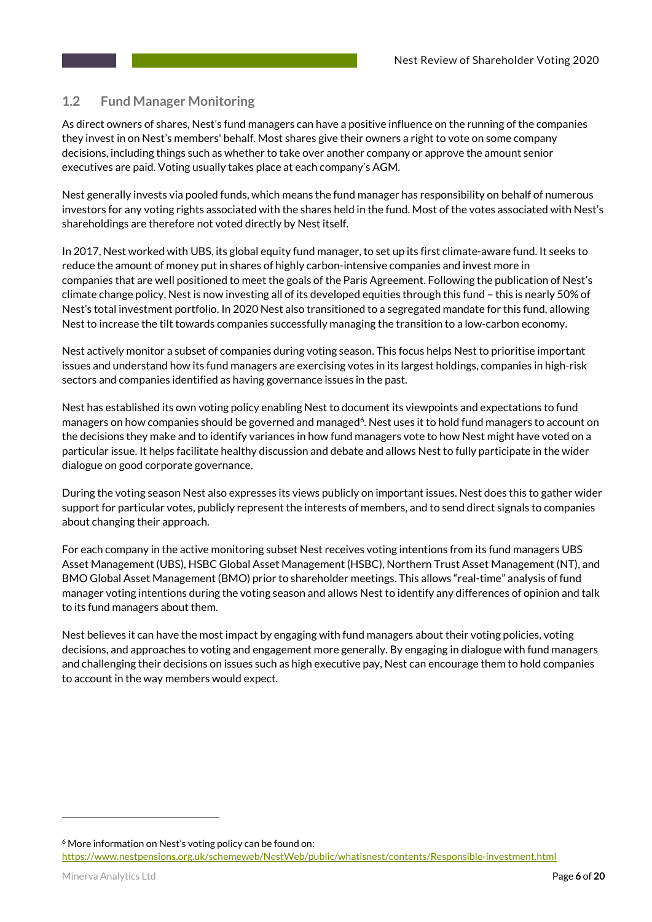## 1.2 Fund Manager Monitoring

As direct owners of shares, Nest's fund managers can have a positive influence on the running of the companies they invest in on Nest's members' behalf. Most shares give their owners a right to vote on some company decisions, including things such as whether to take over another company or approve the amount senior executives are paid. Voting usually takes place at each company's AGM.

Nest generally invests via pooled funds, which means the fund manager has responsibility on behalf of numerous investors for any voting rights associated with the shares held in the fund. Most of the votes associated with Nest's shareholdings are therefore not voted directly by Nest itself.

In 2017, Nest worked with UBS, its global equity fund manager, to set up its first climate-aware fund. It seeks to reduce the amount of money put in shares of highly carbon-intensive companies and invest more in companies that are well positioned to meet the goals of the Paris Agreement. Following the publication of Nest's climate change policy, Nest is now investing all of its developed equities through this fund – this is nearly 50% of Nest's total investment portfolio. In 2020 Nest also transitioned to a segregated mandate for this fund, allowing Nest to increase the tilt towards companies successfully managing the transition to a low-carbon economy.

Nest actively monitor a subset of companies during voting season. This focus helps Nest to prioritise important issues and understand how its fund managers are exercising votes in its largest holdings, companies in high-risk sectors and companies identified as having governance issues in the past.

Nest has established its own voting policy enabling Nest to document its viewpoints and expectations to fund managers on how companies should be governed and managed[6]. Nest uses it to hold fund managers to account on the decisions they make and to identify variances in how fund managers vote to how Nest might have voted on a particular issue. It helps facilitate healthy discussion and debate and allows Nest to fully participate in the wider dialogue on good corporate governance.

During the voting season Nest also expresses its views publicly on important issues. Nest does this to gather wider support for particular votes, publicly represent the interests of members, and to send direct signals to companies about changing their approach.

For each company in the active monitoring subset Nest receives voting intentions from its fund managers UBS Asset Management (UBS), HSBC Global Asset Management (HSBC), Northern Trust Asset Management (NT), and BMO Global Asset Management (BMO) prior to shareholder meetings. This allows "real-time" analysis of fund manager voting intentions during the voting season and allows Nest to identify any differences of opinion and talk to its fund managers about them.

Nest believes it can have the most impact by engaging with fund managers about their voting policies, voting decisions, and approaches to voting and engagement more generally. By engaging in dialogue with fund managers and challenging their decisions on issues such as high executive pay, Nest can encourage them to hold companies to account in the way members would expect.

---

[6] More information on Nest's voting policy can be found on: https://www.nestpensions.org.uk/schemeweb/NestWeb/public/whatisnest/contents/Responsible-investment.html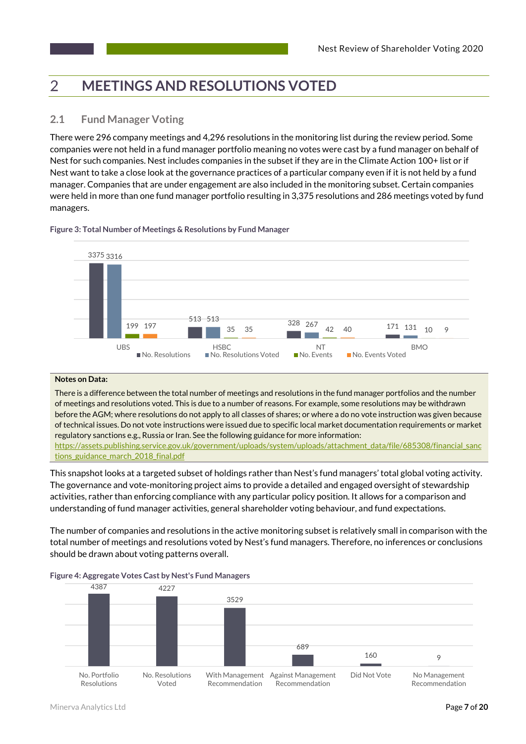## 2 MEETINGS AND RESOLUTIONS VOTED

### 2.1 Fund Manager Voting

There were 296 company meetings and 4,296 resolutions in the monitoring list during the review period. Some companies were not held in a fund manager portfolio meaning no votes were cast by a fund manager on behalf of Nest for such companies. Nest includes companies in the subset if they are in the Climate Action 100+ list or if Nest want to take a close look at the governance practices of a particular company even if it is not held by a fund manager. Companies that are under engagement are also included in the monitoring subset. Certain companies were held in more than one fund manager portfolio resulting in 3,375 resolutions and 286 meetings voted by fund managers.

**Figure 3: Total Number of Meetings & Resolutions by Fund Manager**

| | No. Resolutions | No. Resolutions Voted | No. Events | No. Events Voted |
|---|---|---|---|---|
| UBS | 3375 | 3316 | 199 | 197 |
| HSBC | 513 | 513 | 35 | 35 |
| NT | 328 | 267 | 42 | 40 |
| BMO | 171 | 131 | 10 | 9 |

**Notes on Data:**

There is a difference between the total number of meetings and resolutions in the fund manager portfolios and the number of meetings and resolutions voted. This is due to a number of reasons. For example, some resolutions may be withdrawn before the AGM; where resolutions do not apply to all classes of shares; or where a do no vote instruction was given because of technical issues. Do not vote instructions were issued due to specific local market documentation requirements or market regulatory sanctions e.g., Russia or Iran. See the following guidance for more information: https://assets.publishing.service.gov.uk/government/uploads/system/uploads/attachment_data/file/685308/financial_sanctions_guidance_march_2018_final.pdf

This snapshot looks at a targeted subset of holdings rather than Nest's fund managers' total global voting activity. The governance and vote-monitoring project aims to provide a detailed and engaged oversight of stewardship activities, rather than enforcing compliance with any particular policy position. It allows for a comparison and understanding of fund manager activities, general shareholder voting behaviour, and fund expectations.

The number of companies and resolutions in the active monitoring subset is relatively small in comparison with the total number of meetings and resolutions voted by Nest's fund managers. Therefore, no inferences or conclusions should be drawn about voting patterns overall.

**Figure 4: Aggregate Votes Cast by Nest's Fund Managers**

| No. Portfolio Resolutions | No. Resolutions Voted | With Management Recommendation | Against Management Recommendation | Did Not Vote | No Management Recommendation |
|---|---|---|---|---|---|
| 4387 | 4227 | 3529 | 689 | 160 | 9 |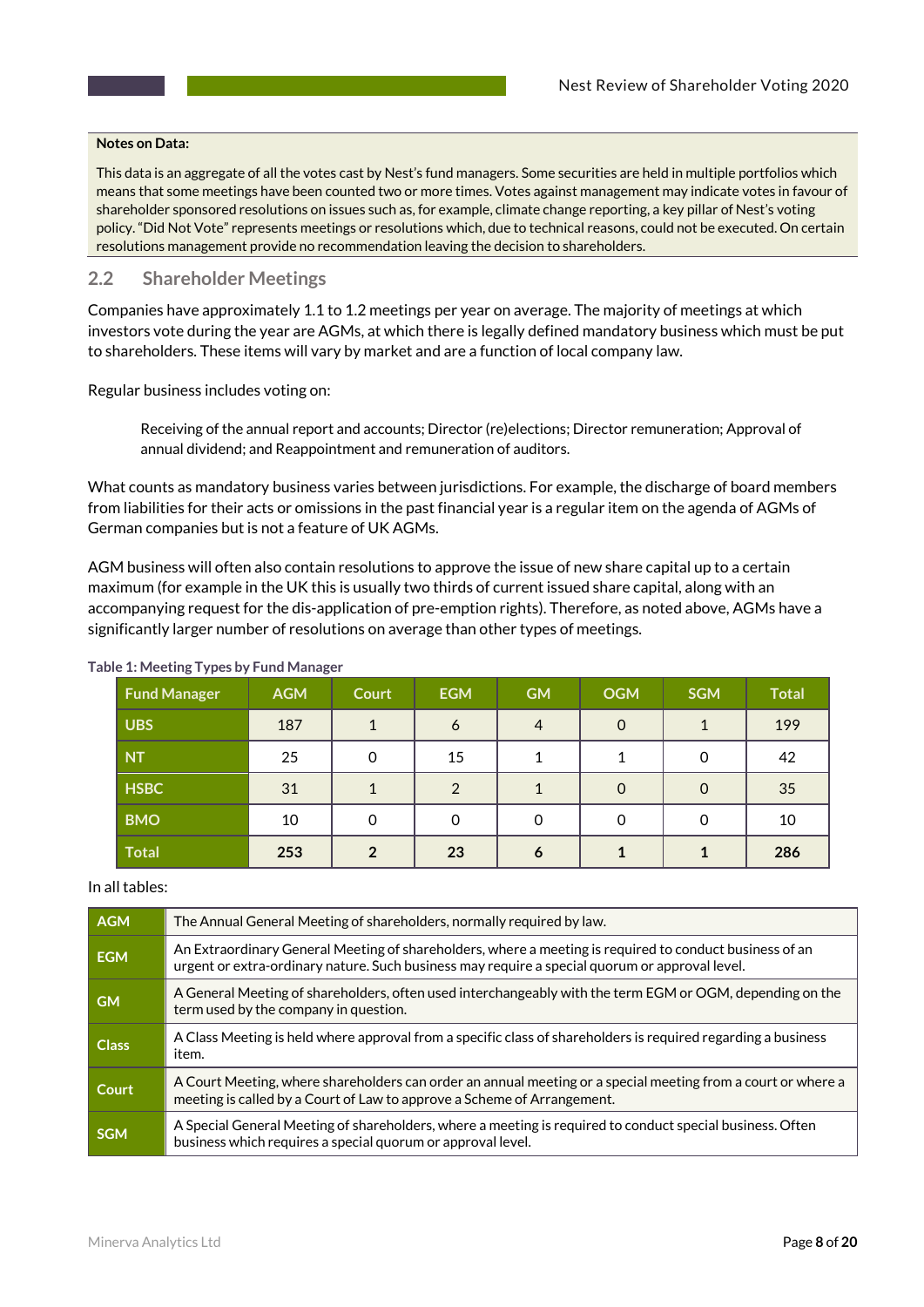**Notes on Data:**

This data is an aggregate of all the votes cast by Nest's fund managers. Some securities are held in multiple portfolios which means that some meetings have been counted two or more times. Votes against management may indicate votes in favour of shareholder sponsored resolutions on issues such as, for example, climate change reporting, a key pillar of Nest's voting policy. "Did Not Vote" represents meetings or resolutions which, due to technical reasons, could not be executed. On certain resolutions management provide no recommendation leaving the decision to shareholders.

## 2.2 Shareholder Meetings

Companies have approximately 1.1 to 1.2 meetings per year on average. The majority of meetings at which investors vote during the year are AGMs, at which there is legally defined mandatory business which must be put to shareholders. These items will vary by market and are a function of local company law.

Regular business includes voting on:

> Receiving of the annual report and accounts; Director (re)elections; Director remuneration; Approval of annual dividend; and Reappointment and remuneration of auditors.

What counts as mandatory business varies between jurisdictions. For example, the discharge of board members from liabilities for their acts or omissions in the past financial year is a regular item on the agenda of AGMs of German companies but is not a feature of UK AGMs.

AGM business will often also contain resolutions to approve the issue of new share capital up to a certain maximum (for example in the UK this is usually two thirds of current issued share capital, along with an accompanying request for the dis-application of pre-emption rights). Therefore, as noted above, AGMs have a significantly larger number of resolutions on average than other types of meetings.

**Table 1: Meeting Types by Fund Manager**

| Fund Manager | AGM | Court | EGM | GM | OGM | SGM | Total |
|---|---|---|---|---|---|---|---|
| UBS | 187 | 1 | 6 | 4 | 0 | 1 | 199 |
| NT | 25 | 0 | 15 | 1 | 1 | 0 | 42 |
| HSBC | 31 | 1 | 2 | 1 | 0 | 0 | 35 |
| BMO | 10 | 0 | 0 | 0 | 0 | 0 | 10 |
| Total | **253** | **2** | **23** | **6** | **1** | **1** | **286** |

In all tables:

| | |
|---|---|
| AGM | The Annual General Meeting of shareholders, normally required by law. |
| EGM | An Extraordinary General Meeting of shareholders, where a meeting is required to conduct business of an urgent or extra-ordinary nature. Such business may require a special quorum or approval level. |
| GM | A General Meeting of shareholders, often used interchangeably with the term EGM or OGM, depending on the term used by the company in question. |
| Class | A Class Meeting is held where approval from a specific class of shareholders is required regarding a business item. |
| Court | A Court Meeting, where shareholders can order an annual meeting or a special meeting from a court or where a meeting is called by a Court of Law to approve a Scheme of Arrangement. |
| SGM | A Special General Meeting of shareholders, where a meeting is required to conduct special business. Often business which requires a special quorum or approval level. |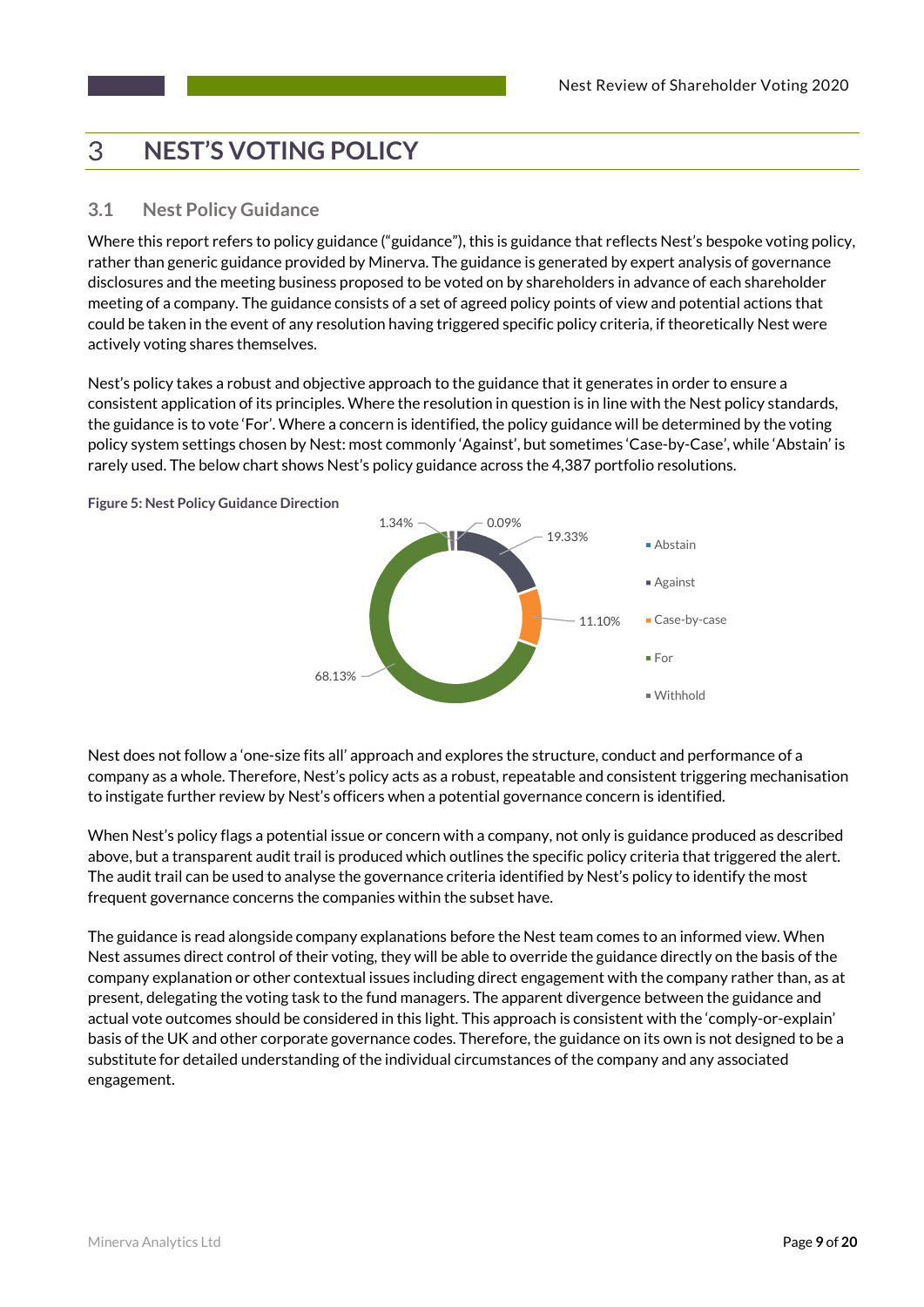# 3 NEST'S VOTING POLICY

## 3.1 Nest Policy Guidance

Where this report refers to policy guidance ("guidance"), this is guidance that reflects Nest's bespoke voting policy, rather than generic guidance provided by Minerva. The guidance is generated by expert analysis of governance disclosures and the meeting business proposed to be voted on by shareholders in advance of each shareholder meeting of a company. The guidance consists of a set of agreed policy points of view and potential actions that could be taken in the event of any resolution having triggered specific policy criteria, if theoretically Nest were actively voting shares themselves.

Nest's policy takes a robust and objective approach to the guidance that it generates in order to ensure a consistent application of its principles. Where the resolution in question is in line with the Nest policy standards, the guidance is to vote 'For'. Where a concern is identified, the policy guidance will be determined by the voting policy system settings chosen by Nest: most commonly 'Against', but sometimes 'Case-by-Case', while 'Abstain' is rarely used. The below chart shows Nest's policy guidance across the 4,387 portfolio resolutions.

**Figure 5: Nest Policy Guidance Direction**

| Direction | Share |
|---|---|
| Abstain | 0.09% |
| Against | 19.33% |
| Case-by-case | 11.10% |
| For | 68.13% |
| Withhold | 1.34% |

Nest does not follow a 'one-size fits all' approach and explores the structure, conduct and performance of a company as a whole. Therefore, Nest's policy acts as a robust, repeatable and consistent triggering mechanisation to instigate further review by Nest's officers when a potential governance concern is identified.

When Nest's policy flags a potential issue or concern with a company, not only is guidance produced as described above, but a transparent audit trail is produced which outlines the specific policy criteria that triggered the alert. The audit trail can be used to analyse the governance criteria identified by Nest's policy to identify the most frequent governance concerns the companies within the subset have.

The guidance is read alongside company explanations before the Nest team comes to an informed view. When Nest assumes direct control of their voting, they will be able to override the guidance directly on the basis of the company explanation or other contextual issues including direct engagement with the company rather than, as at present, delegating the voting task to the fund managers. The apparent divergence between the guidance and actual vote outcomes should be considered in this light. This approach is consistent with the 'comply-or-explain' basis of the UK and other corporate governance codes. Therefore, the guidance on its own is not designed to be a substitute for detailed understanding of the individual circumstances of the company and any associated engagement.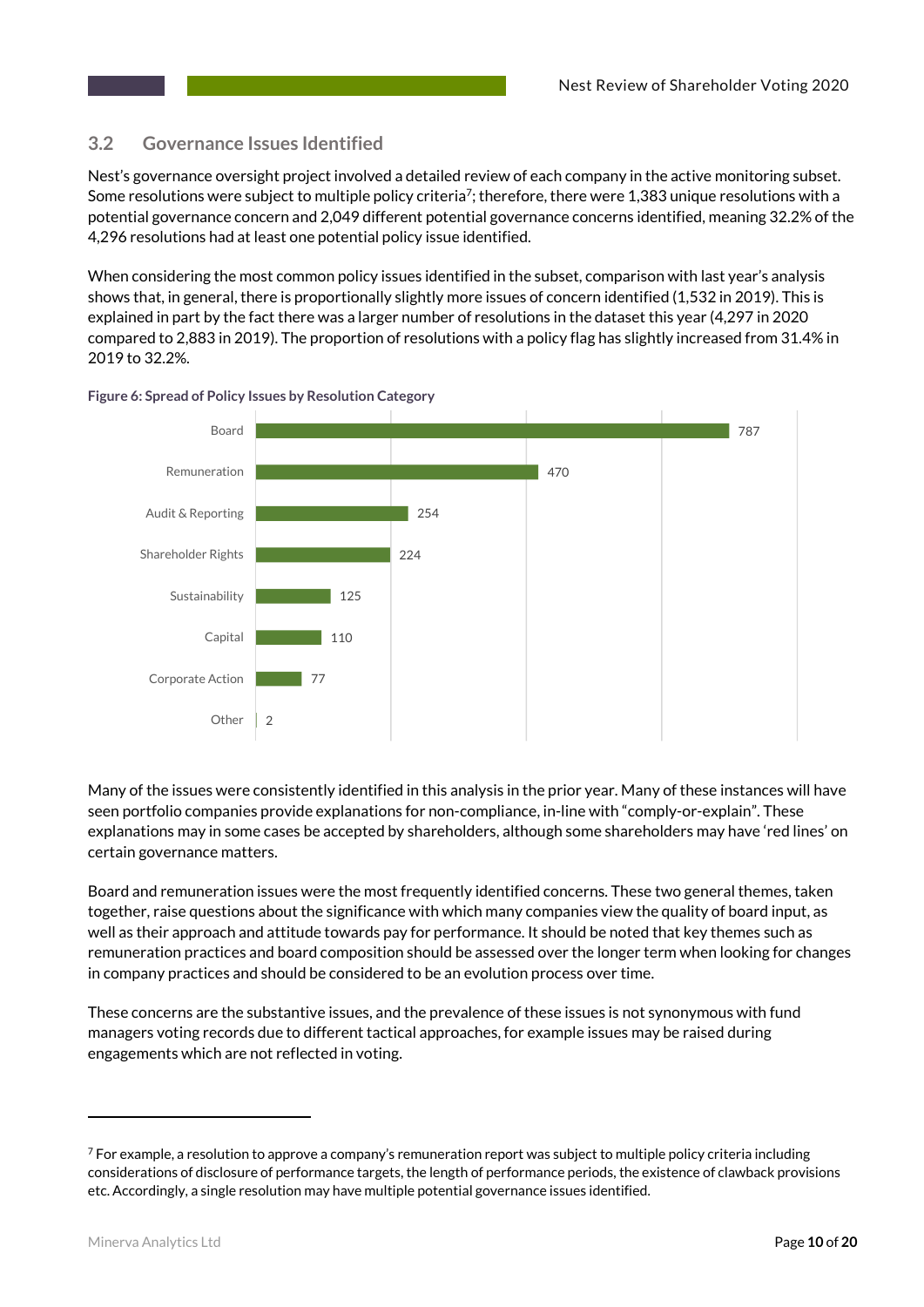## 3.2 Governance Issues Identified

Nest's governance oversight project involved a detailed review of each company in the active monitoring subset. Some resolutions were subject to multiple policy criteria[7]; therefore, there were 1,383 unique resolutions with a potential governance concern and 2,049 different potential governance concerns identified, meaning 32.2% of the 4,296 resolutions had at least one potential policy issue identified.

When considering the most common policy issues identified in the subset, comparison with last year's analysis shows that, in general, there is proportionally slightly more issues of concern identified (1,532 in 2019). This is explained in part by the fact there was a larger number of resolutions in the dataset this year (4,297 in 2020 compared to 2,883 in 2019). The proportion of resolutions with a policy flag has slightly increased from 31.4% in 2019 to 32.2%.

**Figure 6: Spread of Policy Issues by Resolution Category**

| Category | Number |
|---|---|
| Board | 787 |
| Remuneration | 470 |
| Audit & Reporting | 254 |
| Shareholder Rights | 224 |
| Sustainability | 125 |
| Capital | 110 |
| Corporate Action | 77 |
| Other | 2 |

Many of the issues were consistently identified in this analysis in the prior year. Many of these instances will have seen portfolio companies provide explanations for non-compliance, in-line with "comply-or-explain". These explanations may in some cases be accepted by shareholders, although some shareholders may have 'red lines' on certain governance matters.

Board and remuneration issues were the most frequently identified concerns. These two general themes, taken together, raise questions about the significance with which many companies view the quality of board input, as well as their approach and attitude towards pay for performance. It should be noted that key themes such as remuneration practices and board composition should be assessed over the longer term when looking for changes in company practices and should be considered to be an evolution process over time.

These concerns are the substantive issues, and the prevalence of these issues is not synonymous with fund managers voting records due to different tactical approaches, for example issues may be raised during engagements which are not reflected in voting.

---

[7] For example, a resolution to approve a company's remuneration report was subject to multiple policy criteria including considerations of disclosure of performance targets, the length of performance periods, the existence of clawback provisions etc. Accordingly, a single resolution may have multiple potential governance issues identified.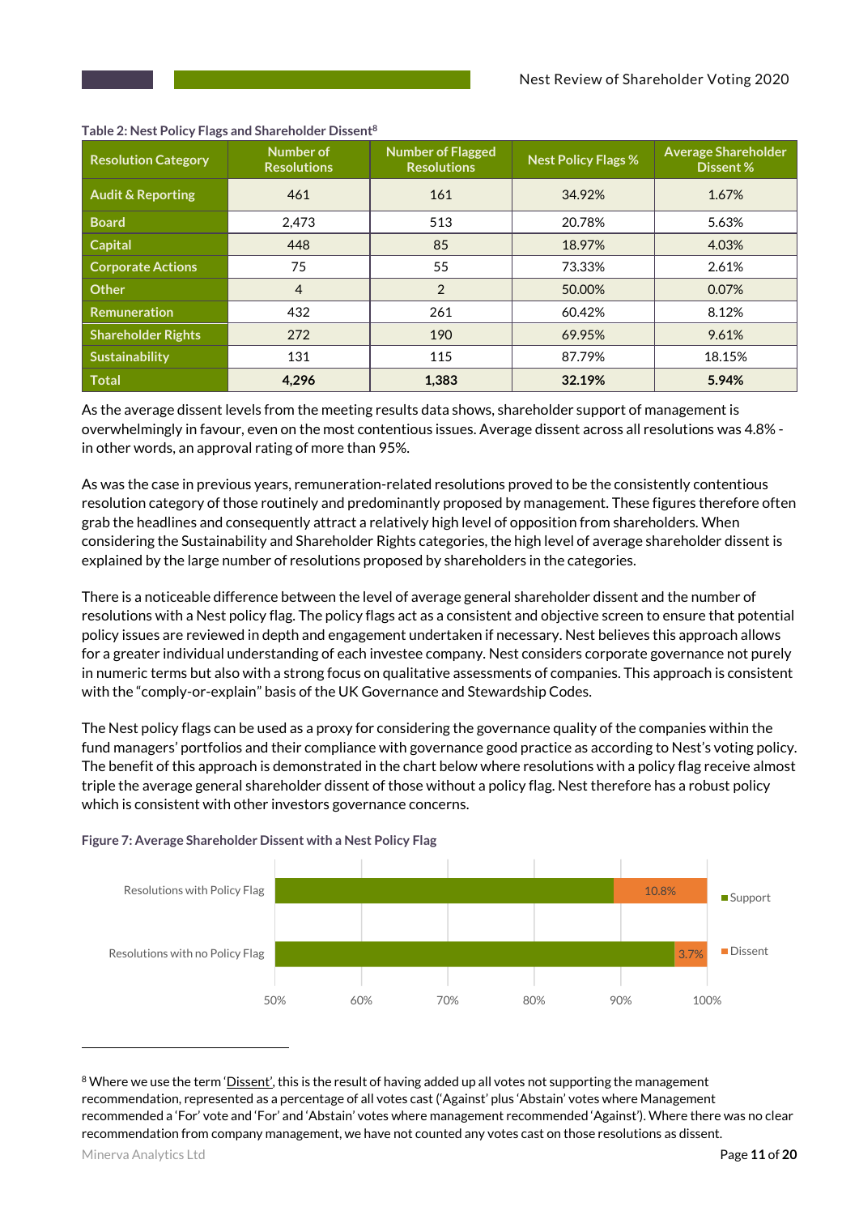**Table 2: Nest Policy Flags and Shareholder Dissent**[8]

| Resolution Category | Number of Resolutions | Number of Flagged Resolutions | Nest Policy Flags % | Average Shareholder Dissent % |
|---|---|---|---|---|
| Audit & Reporting | 461 | 161 | 34.92% | 1.67% |
| Board | 2,473 | 513 | 20.78% | 5.63% |
| Capital | 448 | 85 | 18.97% | 4.03% |
| Corporate Actions | 75 | 55 | 73.33% | 2.61% |
| Other | 4 | 2 | 50.00% | 0.07% |
| Remuneration | 432 | 261 | 60.42% | 8.12% |
| Shareholder Rights | 272 | 190 | 69.95% | 9.61% |
| Sustainability | 131 | 115 | 87.79% | 18.15% |
| **Total** | **4,296** | **1,383** | **32.19%** | **5.94%** |

As the average dissent levels from the meeting results data shows, shareholder support of management is overwhelmingly in favour, even on the most contentious issues. Average dissent across all resolutions was 4.8% - in other words, an approval rating of more than 95%.

As was the case in previous years, remuneration-related resolutions proved to be the consistently contentious resolution category of those routinely and predominantly proposed by management. These figures therefore often grab the headlines and consequently attract a relatively high level of opposition from shareholders. When considering the Sustainability and Shareholder Rights categories, the high level of average shareholder dissent is explained by the large number of resolutions proposed by shareholders in the categories.

There is a noticeable difference between the level of average general shareholder dissent and the number of resolutions with a Nest policy flag. The policy flags act as a consistent and objective screen to ensure that potential policy issues are reviewed in depth and engagement undertaken if necessary. Nest believes this approach allows for a greater individual understanding of each investee company. Nest considers corporate governance not purely in numeric terms but also with a strong focus on qualitative assessments of companies. This approach is consistent with the "comply-or-explain" basis of the UK Governance and Stewardship Codes.

The Nest policy flags can be used as a proxy for considering the governance quality of the companies within the fund managers' portfolios and their compliance with governance good practice as according to Nest's voting policy. The benefit of this approach is demonstrated in the chart below where resolutions with a policy flag receive almost triple the average general shareholder dissent of those without a policy flag. Nest therefore has a robust policy which is consistent with other investors governance concerns.

**Figure 7: Average Shareholder Dissent with a Nest Policy Flag**

| | Support | Dissent |
|---|---|---|
| Resolutions with Policy Flag | | 10.8% |
| Resolutions with no Policy Flag | | 3.7% |

[8] Where we use the term 'Dissent', this is the result of having added up all votes not supporting the management recommendation, represented as a percentage of all votes cast ('Against' plus 'Abstain' votes where Management recommended a 'For' vote and 'For' and 'Abstain' votes where management recommended 'Against'). Where there was no clear recommendation from company management, we have not counted any votes cast on those resolutions as dissent.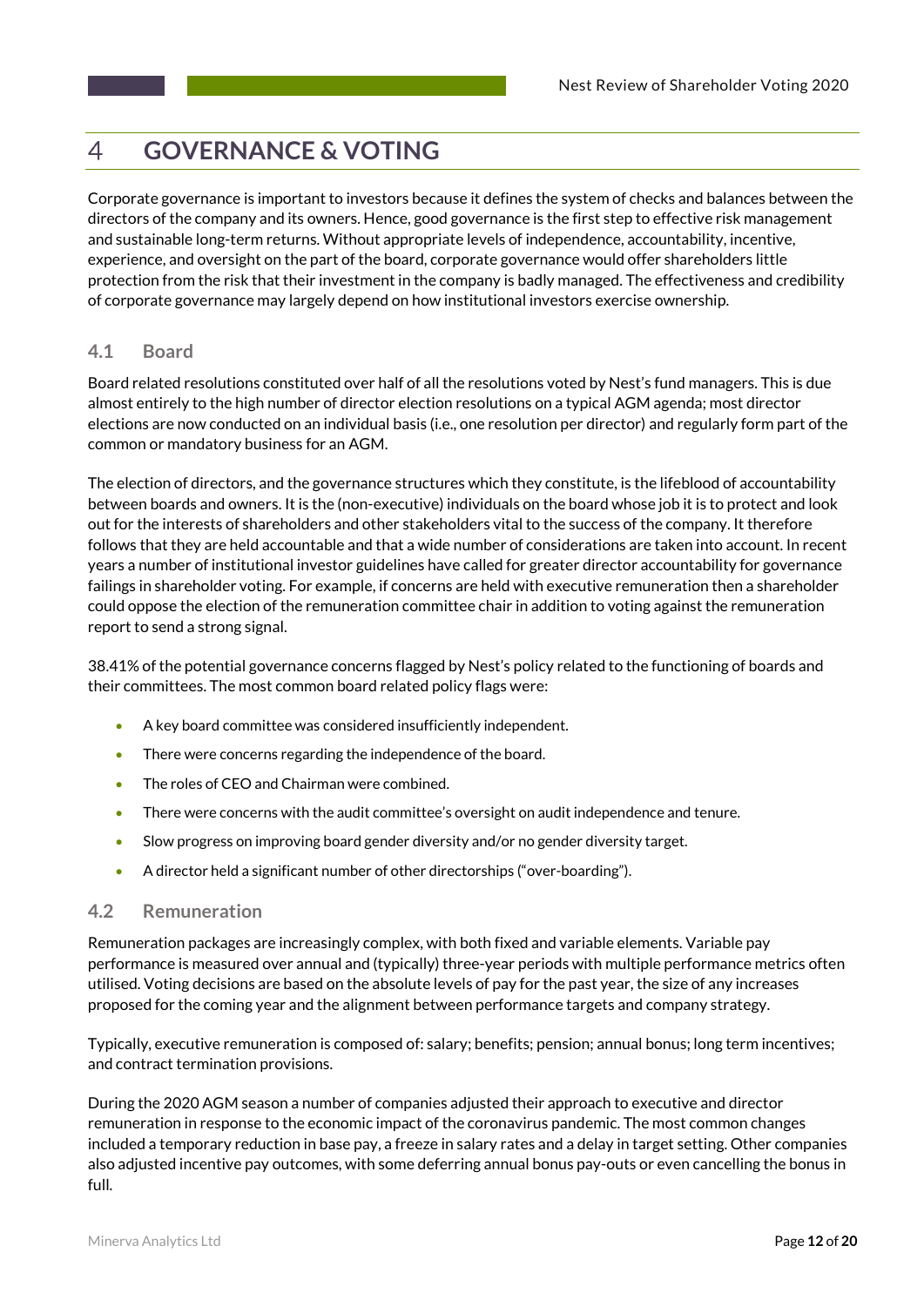# 4 GOVERNANCE & VOTING

Corporate governance is important to investors because it defines the system of checks and balances between the directors of the company and its owners. Hence, good governance is the first step to effective risk management and sustainable long-term returns. Without appropriate levels of independence, accountability, incentive, experience, and oversight on the part of the board, corporate governance would offer shareholders little protection from the risk that their investment in the company is badly managed. The effectiveness and credibility of corporate governance may largely depend on how institutional investors exercise ownership.

## 4.1 Board

Board related resolutions constituted over half of all the resolutions voted by Nest's fund managers. This is due almost entirely to the high number of director election resolutions on a typical AGM agenda; most director elections are now conducted on an individual basis (i.e., one resolution per director) and regularly form part of the common or mandatory business for an AGM.

The election of directors, and the governance structures which they constitute, is the lifeblood of accountability between boards and owners. It is the (non-executive) individuals on the board whose job it is to protect and look out for the interests of shareholders and other stakeholders vital to the success of the company. It therefore follows that they are held accountable and that a wide number of considerations are taken into account. In recent years a number of institutional investor guidelines have called for greater director accountability for governance failings in shareholder voting. For example, if concerns are held with executive remuneration then a shareholder could oppose the election of the remuneration committee chair in addition to voting against the remuneration report to send a strong signal.

38.41% of the potential governance concerns flagged by Nest's policy related to the functioning of boards and their committees. The most common board related policy flags were:

- A key board committee was considered insufficiently independent.
- There were concerns regarding the independence of the board.
- The roles of CEO and Chairman were combined.
- There were concerns with the audit committee's oversight on audit independence and tenure.
- Slow progress on improving board gender diversity and/or no gender diversity target.
- A director held a significant number of other directorships ("over-boarding").

## 4.2 Remuneration

Remuneration packages are increasingly complex, with both fixed and variable elements. Variable pay performance is measured over annual and (typically) three-year periods with multiple performance metrics often utilised. Voting decisions are based on the absolute levels of pay for the past year, the size of any increases proposed for the coming year and the alignment between performance targets and company strategy.

Typically, executive remuneration is composed of: salary; benefits; pension; annual bonus; long term incentives; and contract termination provisions.

During the 2020 AGM season a number of companies adjusted their approach to executive and director remuneration in response to the economic impact of the coronavirus pandemic. The most common changes included a temporary reduction in base pay, a freeze in salary rates and a delay in target setting. Other companies also adjusted incentive pay outcomes, with some deferring annual bonus pay-outs or even cancelling the bonus in full.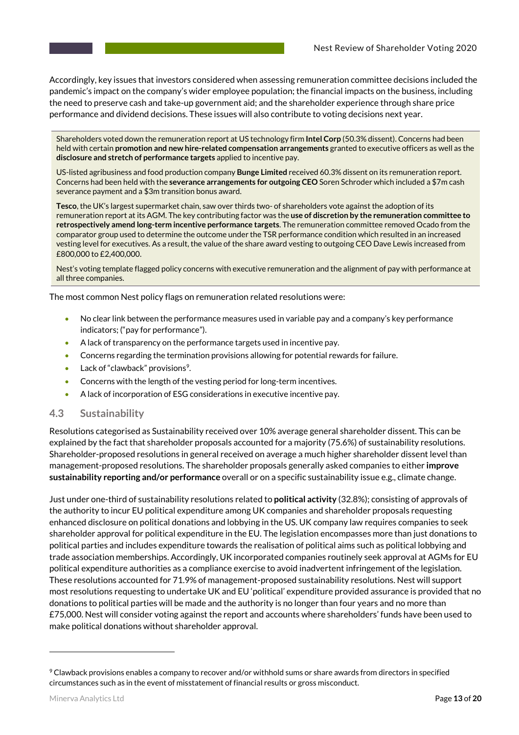Accordingly, key issues that investors considered when assessing remuneration committee decisions included the pandemic's impact on the company's wider employee population; the financial impacts on the business, including the need to preserve cash and take-up government aid; and the shareholder experience through share price performance and dividend decisions. These issues will also contribute to voting decisions next year.

> Shareholders voted down the remuneration report at US technology firm **Intel Corp** (50.3% dissent). Concerns had been held with certain **promotion and new hire-related compensation arrangements** granted to executive officers as well as the **disclosure and stretch of performance targets** applied to incentive pay.
>
> US-listed agribusiness and food production company **Bunge Limited** received 60.3% dissent on its remuneration report. Concerns had been held with the **severance arrangements for outgoing CEO** Soren Schroder which included a $7m cash severance payment and a $3m transition bonus award.
>
> **Tesco**, the UK's largest supermarket chain, saw over thirds two- of shareholders vote against the adoption of its remuneration report at its AGM. The key contributing factor was the **use of discretion by the remuneration committee to retrospectively amend long-term incentive performance targets**. The remuneration committee removed Ocado from the comparator group used to determine the outcome under the TSR performance condition which resulted in an increased vesting level for executives. As a result, the value of the share award vesting to outgoing CEO Dave Lewis increased from £800,000 to £2,400,000.
>
> Nest's voting template flagged policy concerns with executive remuneration and the alignment of pay with performance at all three companies.

The most common Nest policy flags on remuneration related resolutions were:

- No clear link between the performance measures used in variable pay and a company's key performance indicators; ("pay for performance").
- A lack of transparency on the performance targets used in incentive pay.
- Concerns regarding the termination provisions allowing for potential rewards for failure.
- Lack of "clawback" provisions[9].
- Concerns with the length of the vesting period for long-term incentives.
- A lack of incorporation of ESG considerations in executive incentive pay.

## 4.3 Sustainability

Resolutions categorised as Sustainability received over 10% average general shareholder dissent. This can be explained by the fact that shareholder proposals accounted for a majority (75.6%) of sustainability resolutions. Shareholder-proposed resolutions in general received on average a much higher shareholder dissent level than management-proposed resolutions. The shareholder proposals generally asked companies to either **improve sustainability reporting and/or performance** overall or on a specific sustainability issue e.g., climate change.

Just under one-third of sustainability resolutions related to **political activity** (32.8%); consisting of approvals of the authority to incur EU political expenditure among UK companies and shareholder proposals requesting enhanced disclosure on political donations and lobbying in the US. UK company law requires companies to seek shareholder approval for political expenditure in the EU. The legislation encompasses more than just donations to political parties and includes expenditure towards the realisation of political aims such as political lobbying and trade association memberships. Accordingly, UK incorporated companies routinely seek approval at AGMs for EU political expenditure authorities as a compliance exercise to avoid inadvertent infringement of the legislation. These resolutions accounted for 71.9% of management-proposed sustainability resolutions. Nest will support most resolutions requesting to undertake UK and EU 'political' expenditure provided assurance is provided that no donations to political parties will be made and the authority is no longer than four years and no more than £75,000. Nest will consider voting against the report and accounts where shareholders' funds have been used to make political donations without shareholder approval.

---

[9] Clawback provisions enables a company to recover and/or withhold sums or share awards from directors in specified circumstances such as in the event of misstatement of financial results or gross misconduct.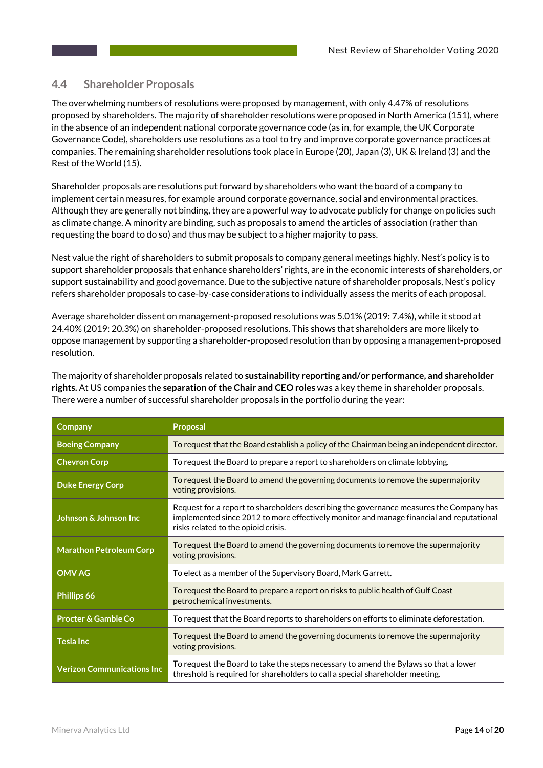## 4.4 Shareholder Proposals

The overwhelming numbers of resolutions were proposed by management, with only 4.47% of resolutions proposed by shareholders. The majority of shareholder resolutions were proposed in North America (151), where in the absence of an independent national corporate governance code (as in, for example, the UK Corporate Governance Code), shareholders use resolutions as a tool to try and improve corporate governance practices at companies. The remaining shareholder resolutions took place in Europe (20), Japan (3), UK & Ireland (3) and the Rest of the World (15).

Shareholder proposals are resolutions put forward by shareholders who want the board of a company to implement certain measures, for example around corporate governance, social and environmental practices. Although they are generally not binding, they are a powerful way to advocate publicly for change on policies such as climate change. A minority are binding, such as proposals to amend the articles of association (rather than requesting the board to do so) and thus may be subject to a higher majority to pass.

Nest value the right of shareholders to submit proposals to company general meetings highly. Nest's policy is to support shareholder proposals that enhance shareholders' rights, are in the economic interests of shareholders, or support sustainability and good governance. Due to the subjective nature of shareholder proposals, Nest's policy refers shareholder proposals to case-by-case considerations to individually assess the merits of each proposal.

Average shareholder dissent on management-proposed resolutions was 5.01% (2019: 7.4%), while it stood at 24.40% (2019: 20.3%) on shareholder-proposed resolutions. This shows that shareholders are more likely to oppose management by supporting a shareholder-proposed resolution than by opposing a management-proposed resolution.

The majority of shareholder proposals related to **sustainability reporting and/or performance, and shareholder rights.** At US companies the **separation of the Chair and CEO roles** was a key theme in shareholder proposals. There were a number of successful shareholder proposals in the portfolio during the year:

| Company | Proposal |
|---|---|
| Boeing Company | To request that the Board establish a policy of the Chairman being an independent director. |
| Chevron Corp | To request the Board to prepare a report to shareholders on climate lobbying. |
| Duke Energy Corp | To request the Board to amend the governing documents to remove the supermajority voting provisions. |
| Johnson & Johnson Inc | Request for a report to shareholders describing the governance measures the Company has implemented since 2012 to more effectively monitor and manage financial and reputational risks related to the opioid crisis. |
| Marathon Petroleum Corp | To request the Board to amend the governing documents to remove the supermajority voting provisions. |
| OMV AG | To elect as a member of the Supervisory Board, Mark Garrett. |
| Phillips 66 | To request the Board to prepare a report on risks to public health of Gulf Coast petrochemical investments. |
| Procter & Gamble Co | To request that the Board reports to shareholders on efforts to eliminate deforestation. |
| Tesla Inc | To request the Board to amend the governing documents to remove the supermajority voting provisions. |
| Verizon Communications Inc | To request the Board to take the steps necessary to amend the Bylaws so that a lower threshold is required for shareholders to call a special shareholder meeting. |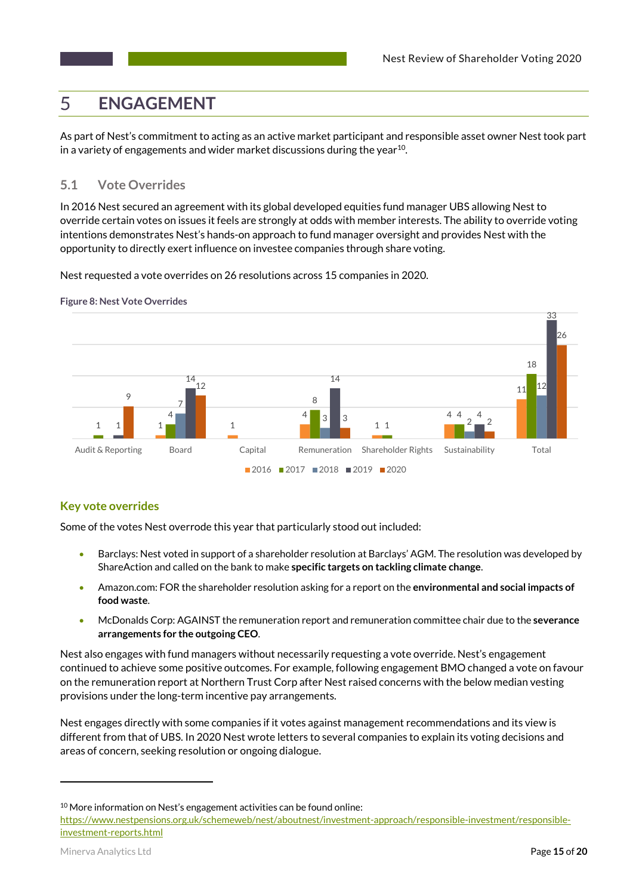# 5 ENGAGEMENT

As part of Nest's commitment to acting as an active market participant and responsible asset owner Nest took part in a variety of engagements and wider market discussions during the year[10].

## 5.1 Vote Overrides

In 2016 Nest secured an agreement with its global developed equities fund manager UBS allowing Nest to override certain votes on issues it feels are strongly at odds with member interests. The ability to override voting intentions demonstrates Nest's hands-on approach to fund manager oversight and provides Nest with the opportunity to directly exert influence on investee companies through share voting.

Nest requested a vote overrides on 26 resolutions across 15 companies in 2020.

**Figure 8: Nest Vote Overrides**

| | 2016 | 2017 | 2018 | 2019 | 2020 |
|---|---|---|---|---|---|
| Audit & Reporting | | 1 | | 1 | 9 |
| Board | 1 | 4 | 7 | 14 | 12 |
| Capital | 1 | | | | |
| Remuneration | 4 | 8 | 3 | 14 | 3 |
| Shareholder Rights | 1 | 1 | | | |
| Sustainability | 4 | 4 | 2 | 4 | 2 |
| Total | 11 | 18 | 12 | 33 | 26 |

### Key vote overrides

Some of the votes Nest overrode this year that particularly stood out included:

- Barclays: Nest voted in support of a shareholder resolution at Barclays' AGM. The resolution was developed by ShareAction and called on the bank to make **specific targets on tackling climate change**.
- Amazon.com: FOR the shareholder resolution asking for a report on the **environmental and social impacts of food waste**.
- McDonalds Corp: AGAINST the remuneration report and remuneration committee chair due to the **severance arrangements for the outgoing CEO**.

Nest also engages with fund managers without necessarily requesting a vote override. Nest's engagement continued to achieve some positive outcomes. For example, following engagement BMO changed a vote on favour on the remuneration report at Northern Trust Corp after Nest raised concerns with the below median vesting provisions under the long-term incentive pay arrangements.

Nest engages directly with some companies if it votes against management recommendations and its view is different from that of UBS. In 2020 Nest wrote letters to several companies to explain its voting decisions and areas of concern, seeking resolution or ongoing dialogue.

---

[10] More information on Nest's engagement activities can be found online: https://www.nestpensions.org.uk/schemeweb/nest/aboutnest/investment-approach/responsible-investment/responsible-investment-reports.html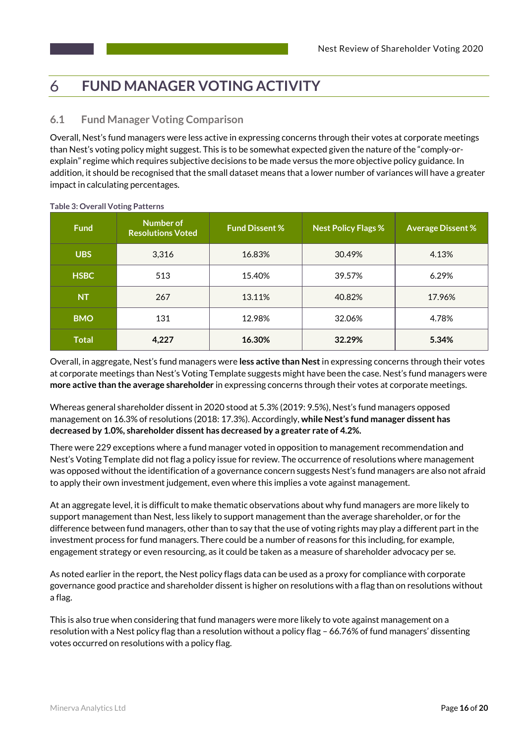# 6 FUND MANAGER VOTING ACTIVITY

## 6.1 Fund Manager Voting Comparison

Overall, Nest's fund managers were less active in expressing concerns through their votes at corporate meetings than Nest's voting policy might suggest. This is to be somewhat expected given the nature of the "comply-or-explain" regime which requires subjective decisions to be made versus the more objective policy guidance. In addition, it should be recognised that the small dataset means that a lower number of variances will have a greater impact in calculating percentages.

**Table 3: Overall Voting Patterns**

| Fund | Number of Resolutions Voted | Fund Dissent % | Nest Policy Flags % | Average Dissent % |
|---|---|---|---|---|
| **UBS** | 3,316 | 16.83% | 30.49% | 4.13% |
| **HSBC** | 513 | 15.40% | 39.57% | 6.29% |
| **NT** | 267 | 13.11% | 40.82% | 17.96% |
| **BMO** | 131 | 12.98% | 32.06% | 4.78% |
| **Total** | **4,227** | **16.30%** | **32.29%** | **5.34%** |

Overall, in aggregate, Nest's fund managers were **less active than Nest** in expressing concerns through their votes at corporate meetings than Nest's Voting Template suggests might have been the case. Nest's fund managers were **more active than the average shareholder** in expressing concerns through their votes at corporate meetings.

Whereas general shareholder dissent in 2020 stood at 5.3% (2019: 9.5%), Nest's fund managers opposed management on 16.3% of resolutions (2018: 17.3%). Accordingly, **while Nest's fund manager dissent has decreased by 1.0%, shareholder dissent has decreased by a greater rate of 4.2%.**

There were 229 exceptions where a fund manager voted in opposition to management recommendation and Nest's Voting Template did not flag a policy issue for review. The occurrence of resolutions where management was opposed without the identification of a governance concern suggests Nest's fund managers are also not afraid to apply their own investment judgement, even where this implies a vote against management.

At an aggregate level, it is difficult to make thematic observations about why fund managers are more likely to support management than Nest, less likely to support management than the average shareholder, or for the difference between fund managers, other than to say that the use of voting rights may play a different part in the investment process for fund managers. There could be a number of reasons for this including, for example, engagement strategy or even resourcing, as it could be taken as a measure of shareholder advocacy per se.

As noted earlier in the report, the Nest policy flags data can be used as a proxy for compliance with corporate governance good practice and shareholder dissent is higher on resolutions with a flag than on resolutions without a flag.

This is also true when considering that fund managers were more likely to vote against management on a resolution with a Nest policy flag than a resolution without a policy flag – 66.76% of fund managers' dissenting votes occurred on resolutions with a policy flag.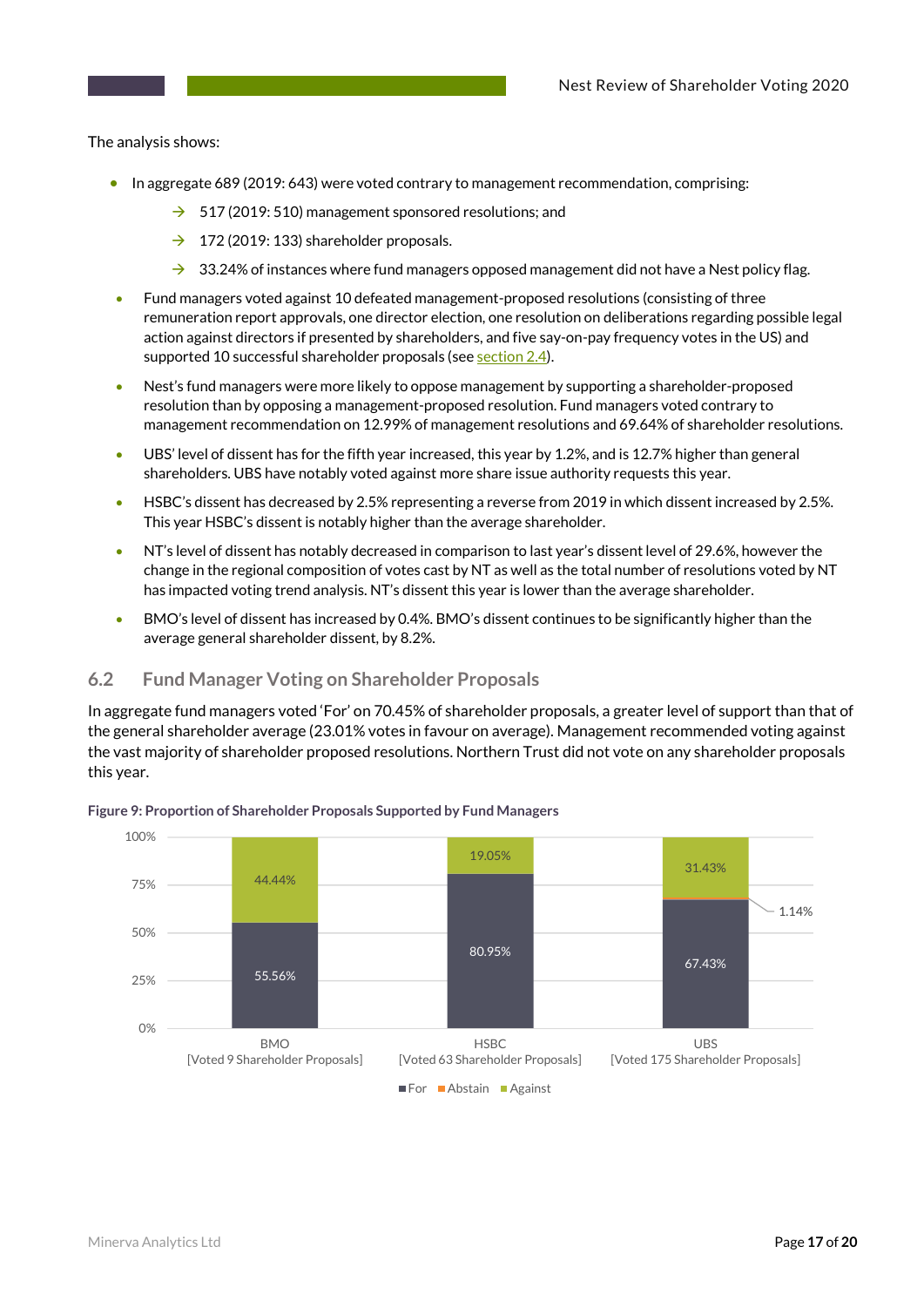The analysis shows:

- In aggregate 689 (2019: 643) were voted contrary to management recommendation, comprising:
  - → 517 (2019: 510) management sponsored resolutions; and
  - → 172 (2019: 133) shareholder proposals.
  - → 33.24% of instances where fund managers opposed management did not have a Nest policy flag.
- Fund managers voted against 10 defeated management-proposed resolutions (consisting of three remuneration report approvals, one director election, one resolution on deliberations regarding possible legal action against directors if presented by shareholders, and five say-on-pay frequency votes in the US) and supported 10 successful shareholder proposals (see section 2.4).
- Nest's fund managers were more likely to oppose management by supporting a shareholder-proposed resolution than by opposing a management-proposed resolution. Fund managers voted contrary to management recommendation on 12.99% of management resolutions and 69.64% of shareholder resolutions.
- UBS' level of dissent has for the fifth year increased, this year by 1.2%, and is 12.7% higher than general shareholders. UBS have notably voted against more share issue authority requests this year.
- HSBC's dissent has decreased by 2.5% representing a reverse from 2019 in which dissent increased by 2.5%. This year HSBC's dissent is notably higher than the average shareholder.
- NT's level of dissent has notably decreased in comparison to last year's dissent level of 29.6%, however the change in the regional composition of votes cast by NT as well as the total number of resolutions voted by NT has impacted voting trend analysis. NT's dissent this year is lower than the average shareholder.
- BMO's level of dissent has increased by 0.4%. BMO's dissent continues to be significantly higher than the average general shareholder dissent, by 8.2%.

## 6.2 Fund Manager Voting on Shareholder Proposals

In aggregate fund managers voted 'For' on 70.45% of shareholder proposals, a greater level of support than that of the general shareholder average (23.01% votes in favour on average). Management recommended voting against the vast majority of shareholder proposed resolutions. Northern Trust did not vote on any shareholder proposals this year.

**Figure 9: Proportion of Shareholder Proposals Supported by Fund Managers**

| Fund Manager | For | Abstain | Against |
|---|---|---|---|
| BMO [Voted 9 Shareholder Proposals] | 55.56% | | 44.44% |
| HSBC [Voted 63 Shareholder Proposals] | 80.95% | | 19.05% |
| UBS [Voted 175 Shareholder Proposals] | 67.43% | 1.14% | 31.43% |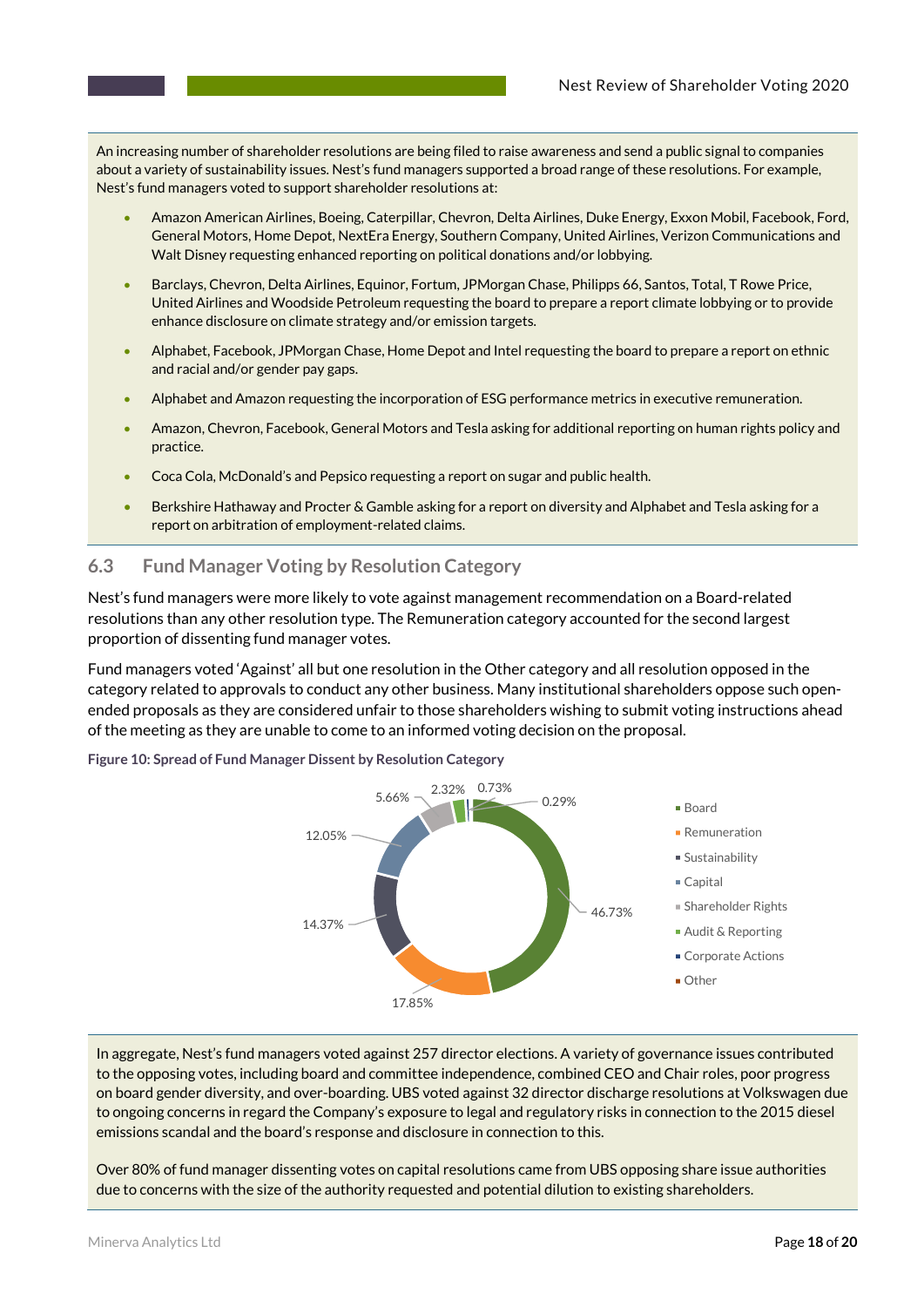An increasing number of shareholder resolutions are being filed to raise awareness and send a public signal to companies about a variety of sustainability issues. Nest's fund managers supported a broad range of these resolutions. For example, Nest's fund managers voted to support shareholder resolutions at:

- Amazon American Airlines, Boeing, Caterpillar, Chevron, Delta Airlines, Duke Energy, Exxon Mobil, Facebook, Ford, General Motors, Home Depot, NextEra Energy, Southern Company, United Airlines, Verizon Communications and Walt Disney requesting enhanced reporting on political donations and/or lobbying.
- Barclays, Chevron, Delta Airlines, Equinor, Fortum, JPMorgan Chase, Philipps 66, Santos, Total, T Rowe Price, United Airlines and Woodside Petroleum requesting the board to prepare a report climate lobbying or to provide enhance disclosure on climate strategy and/or emission targets.
- Alphabet, Facebook, JPMorgan Chase, Home Depot and Intel requesting the board to prepare a report on ethnic and racial and/or gender pay gaps.
- Alphabet and Amazon requesting the incorporation of ESG performance metrics in executive remuneration.
- Amazon, Chevron, Facebook, General Motors and Tesla asking for additional reporting on human rights policy and practice.
- Coca Cola, McDonald's and Pepsico requesting a report on sugar and public health.
- Berkshire Hathaway and Procter & Gamble asking for a report on diversity and Alphabet and Tesla asking for a report on arbitration of employment-related claims.

## 6.3 Fund Manager Voting by Resolution Category

Nest's fund managers were more likely to vote against management recommendation on a Board-related resolutions than any other resolution type. The Remuneration category accounted for the second largest proportion of dissenting fund manager votes.

Fund managers voted 'Against' all but one resolution in the Other category and all resolution opposed in the category related to approvals to conduct any other business. Many institutional shareholders oppose such open-ended proposals as they are considered unfair to those shareholders wishing to submit voting instructions ahead of the meeting as they are unable to come to an informed voting decision on the proposal.

**Figure 10: Spread of Fund Manager Dissent by Resolution Category**

| Category | Share of dissent |
|---|---|
| Board | 46.73% |
| Remuneration | 17.85% |
| Sustainability | 14.37% |
| Capital | 12.05% |
| Shareholder Rights | 5.66% |
| Audit & Reporting | 2.32% |
| Corporate Actions | 0.73% |
| Other | 0.29% |

In aggregate, Nest's fund managers voted against 257 director elections. A variety of governance issues contributed to the opposing votes, including board and committee independence, combined CEO and Chair roles, poor progress on board gender diversity, and over-boarding. UBS voted against 32 director discharge resolutions at Volkswagen due to ongoing concerns in regard the Company's exposure to legal and regulatory risks in connection to the 2015 diesel emissions scandal and the board's response and disclosure in connection to this.

Over 80% of fund manager dissenting votes on capital resolutions came from UBS opposing share issue authorities due to concerns with the size of the authority requested and potential dilution to existing shareholders.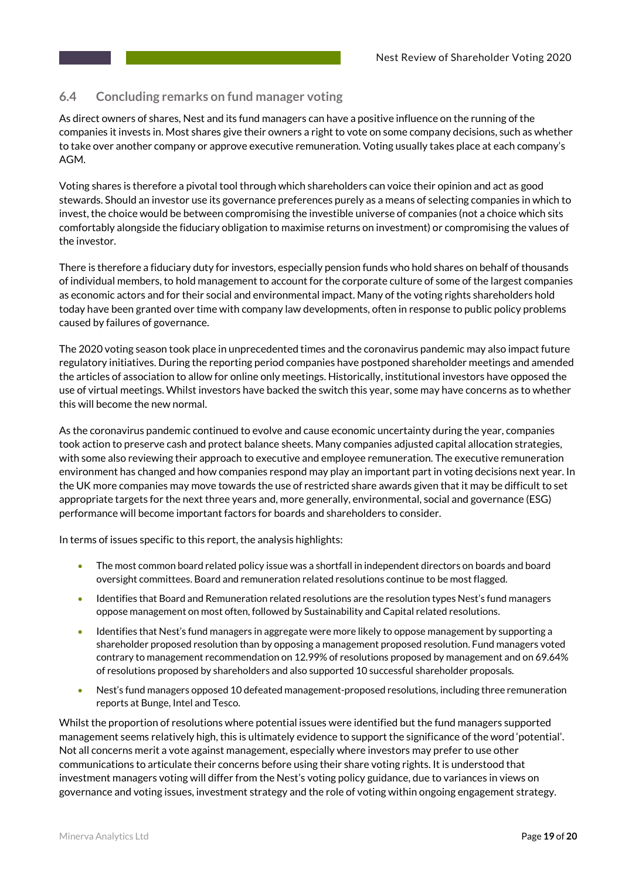## 6.4 Concluding remarks on fund manager voting

As direct owners of shares, Nest and its fund managers can have a positive influence on the running of the companies it invests in. Most shares give their owners a right to vote on some company decisions, such as whether to take over another company or approve executive remuneration. Voting usually takes place at each company's AGM.

Voting shares is therefore a pivotal tool through which shareholders can voice their opinion and act as good stewards. Should an investor use its governance preferences purely as a means of selecting companies in which to invest, the choice would be between compromising the investible universe of companies (not a choice which sits comfortably alongside the fiduciary obligation to maximise returns on investment) or compromising the values of the investor.

There is therefore a fiduciary duty for investors, especially pension funds who hold shares on behalf of thousands of individual members, to hold management to account for the corporate culture of some of the largest companies as economic actors and for their social and environmental impact. Many of the voting rights shareholders hold today have been granted over time with company law developments, often in response to public policy problems caused by failures of governance.

The 2020 voting season took place in unprecedented times and the coronavirus pandemic may also impact future regulatory initiatives. During the reporting period companies have postponed shareholder meetings and amended the articles of association to allow for online only meetings. Historically, institutional investors have opposed the use of virtual meetings. Whilst investors have backed the switch this year, some may have concerns as to whether this will become the new normal.

As the coronavirus pandemic continued to evolve and cause economic uncertainty during the year, companies took action to preserve cash and protect balance sheets. Many companies adjusted capital allocation strategies, with some also reviewing their approach to executive and employee remuneration. The executive remuneration environment has changed and how companies respond may play an important part in voting decisions next year. In the UK more companies may move towards the use of restricted share awards given that it may be difficult to set appropriate targets for the next three years and, more generally, environmental, social and governance (ESG) performance will become important factors for boards and shareholders to consider.

In terms of issues specific to this report, the analysis highlights:

- The most common board related policy issue was a shortfall in independent directors on boards and board oversight committees. Board and remuneration related resolutions continue to be most flagged.
- Identifies that Board and Remuneration related resolutions are the resolution types Nest's fund managers oppose management on most often, followed by Sustainability and Capital related resolutions.
- Identifies that Nest's fund managers in aggregate were more likely to oppose management by supporting a shareholder proposed resolution than by opposing a management proposed resolution. Fund managers voted contrary to management recommendation on 12.99% of resolutions proposed by management and on 69.64% of resolutions proposed by shareholders and also supported 10 successful shareholder proposals.
- Nest's fund managers opposed 10 defeated management-proposed resolutions, including three remuneration reports at Bunge, Intel and Tesco.

Whilst the proportion of resolutions where potential issues were identified but the fund managers supported management seems relatively high, this is ultimately evidence to support the significance of the word 'potential'. Not all concerns merit a vote against management, especially where investors may prefer to use other communications to articulate their concerns before using their share voting rights. It is understood that investment managers voting will differ from the Nest's voting policy guidance, due to variances in views on governance and voting issues, investment strategy and the role of voting within ongoing engagement strategy.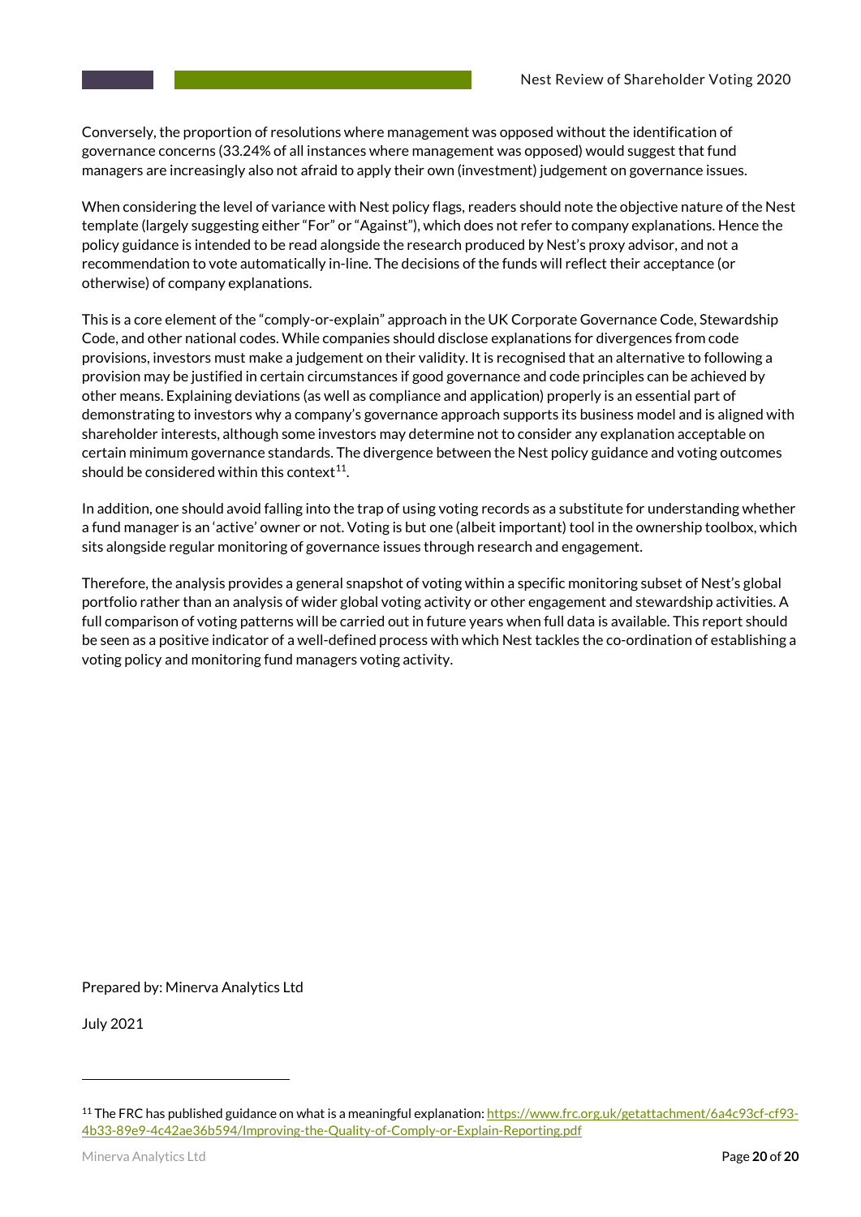Conversely, the proportion of resolutions where management was opposed without the identification of governance concerns (33.24% of all instances where management was opposed) would suggest that fund managers are increasingly also not afraid to apply their own (investment) judgement on governance issues.

When considering the level of variance with Nest policy flags, readers should note the objective nature of the Nest template (largely suggesting either "For" or "Against"), which does not refer to company explanations. Hence the policy guidance is intended to be read alongside the research produced by Nest's proxy advisor, and not a recommendation to vote automatically in-line. The decisions of the funds will reflect their acceptance (or otherwise) of company explanations.

This is a core element of the "comply-or-explain" approach in the UK Corporate Governance Code, Stewardship Code, and other national codes. While companies should disclose explanations for divergences from code provisions, investors must make a judgement on their validity. It is recognised that an alternative to following a provision may be justified in certain circumstances if good governance and code principles can be achieved by other means. Explaining deviations (as well as compliance and application) properly is an essential part of demonstrating to investors why a company's governance approach supports its business model and is aligned with shareholder interests, although some investors may determine not to consider any explanation acceptable on certain minimum governance standards. The divergence between the Nest policy guidance and voting outcomes should be considered within this context[11].

In addition, one should avoid falling into the trap of using voting records as a substitute for understanding whether a fund manager is an 'active' owner or not. Voting is but one (albeit important) tool in the ownership toolbox, which sits alongside regular monitoring of governance issues through research and engagement.

Therefore, the analysis provides a general snapshot of voting within a specific monitoring subset of Nest's global portfolio rather than an analysis of wider global voting activity or other engagement and stewardship activities. A full comparison of voting patterns will be carried out in future years when full data is available. This report should be seen as a positive indicator of a well-defined process with which Nest tackles the co-ordination of establishing a voting policy and monitoring fund managers voting activity.

Prepared by: Minerva Analytics Ltd

July 2021

[11] The FRC has published guidance on what is a meaningful explanation: https://www.frc.org.uk/getattachment/6a4c93cf-cf93-4b33-89e9-4c42ae36b594/Improving-the-Quality-of-Comply-or-Explain-Reporting.pdf